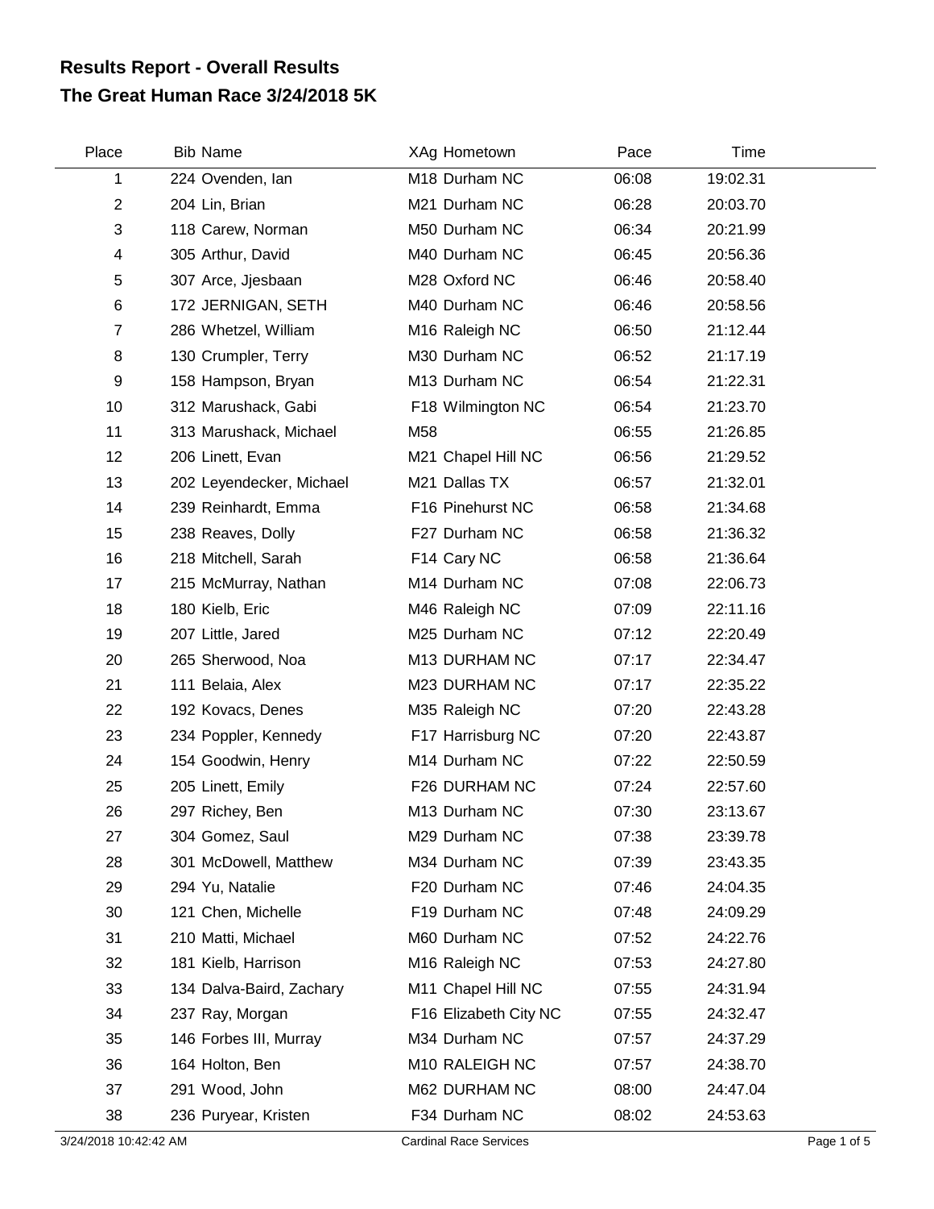# Results Report - Overall Results
## The Great Human Race 3/24/2018 5K

| Place | Bib | Name | XAg | Hometown | Pace | Time |
|---|---|---|---|---|---|---|
| 1 | 224 | Ovenden, Ian | M18 | Durham NC | 06:08 | 19:02.31 |
| 2 | 204 | Lin, Brian | M21 | Durham NC | 06:28 | 20:03.70 |
| 3 | 118 | Carew, Norman | M50 | Durham NC | 06:34 | 20:21.99 |
| 4 | 305 | Arthur, David | M40 | Durham NC | 06:45 | 20:56.36 |
| 5 | 307 | Arce, Jjesbaan | M28 | Oxford NC | 06:46 | 20:58.40 |
| 6 | 172 | JERNIGAN, SETH | M40 | Durham NC | 06:46 | 20:58.56 |
| 7 | 286 | Whetzel, William | M16 | Raleigh NC | 06:50 | 21:12.44 |
| 8 | 130 | Crumpler, Terry | M30 | Durham NC | 06:52 | 21:17.19 |
| 9 | 158 | Hampson, Bryan | M13 | Durham NC | 06:54 | 21:22.31 |
| 10 | 312 | Marushack, Gabi | F18 | Wilmington NC | 06:54 | 21:23.70 |
| 11 | 313 | Marushack, Michael | M58 | | 06:55 | 21:26.85 |
| 12 | 206 | Linett, Evan | M21 | Chapel Hill NC | 06:56 | 21:29.52 |
| 13 | 202 | Leyendecker, Michael | M21 | Dallas TX | 06:57 | 21:32.01 |
| 14 | 239 | Reinhardt, Emma | F16 | Pinehurst NC | 06:58 | 21:34.68 |
| 15 | 238 | Reaves, Dolly | F27 | Durham NC | 06:58 | 21:36.32 |
| 16 | 218 | Mitchell, Sarah | F14 | Cary NC | 06:58 | 21:36.64 |
| 17 | 215 | McMurray, Nathan | M14 | Durham NC | 07:08 | 22:06.73 |
| 18 | 180 | Kielb, Eric | M46 | Raleigh NC | 07:09 | 22:11.16 |
| 19 | 207 | Little, Jared | M25 | Durham NC | 07:12 | 22:20.49 |
| 20 | 265 | Sherwood, Noa | M13 | DURHAM NC | 07:17 | 22:34.47 |
| 21 | 111 | Belaia, Alex | M23 | DURHAM NC | 07:17 | 22:35.22 |
| 22 | 192 | Kovacs, Denes | M35 | Raleigh NC | 07:20 | 22:43.28 |
| 23 | 234 | Poppler, Kennedy | F17 | Harrisburg NC | 07:20 | 22:43.87 |
| 24 | 154 | Goodwin, Henry | M14 | Durham NC | 07:22 | 22:50.59 |
| 25 | 205 | Linett, Emily | F26 | DURHAM NC | 07:24 | 22:57.60 |
| 26 | 297 | Richey, Ben | M13 | Durham NC | 07:30 | 23:13.67 |
| 27 | 304 | Gomez, Saul | M29 | Durham NC | 07:38 | 23:39.78 |
| 28 | 301 | McDowell, Matthew | M34 | Durham NC | 07:39 | 23:43.35 |
| 29 | 294 | Yu, Natalie | F20 | Durham NC | 07:46 | 24:04.35 |
| 30 | 121 | Chen, Michelle | F19 | Durham NC | 07:48 | 24:09.29 |
| 31 | 210 | Matti, Michael | M60 | Durham NC | 07:52 | 24:22.76 |
| 32 | 181 | Kielb, Harrison | M16 | Raleigh NC | 07:53 | 24:27.80 |
| 33 | 134 | Dalva-Baird, Zachary | M11 | Chapel Hill NC | 07:55 | 24:31.94 |
| 34 | 237 | Ray, Morgan | F16 | Elizabeth City NC | 07:55 | 24:32.47 |
| 35 | 146 | Forbes III, Murray | M34 | Durham NC | 07:57 | 24:37.29 |
| 36 | 164 | Holton, Ben | M10 | RALEIGH NC | 07:57 | 24:38.70 |
| 37 | 291 | Wood, John | M62 | DURHAM NC | 08:00 | 24:47.04 |
| 38 | 236 | Puryear, Kristen | F34 | Durham NC | 08:02 | 24:53.63 |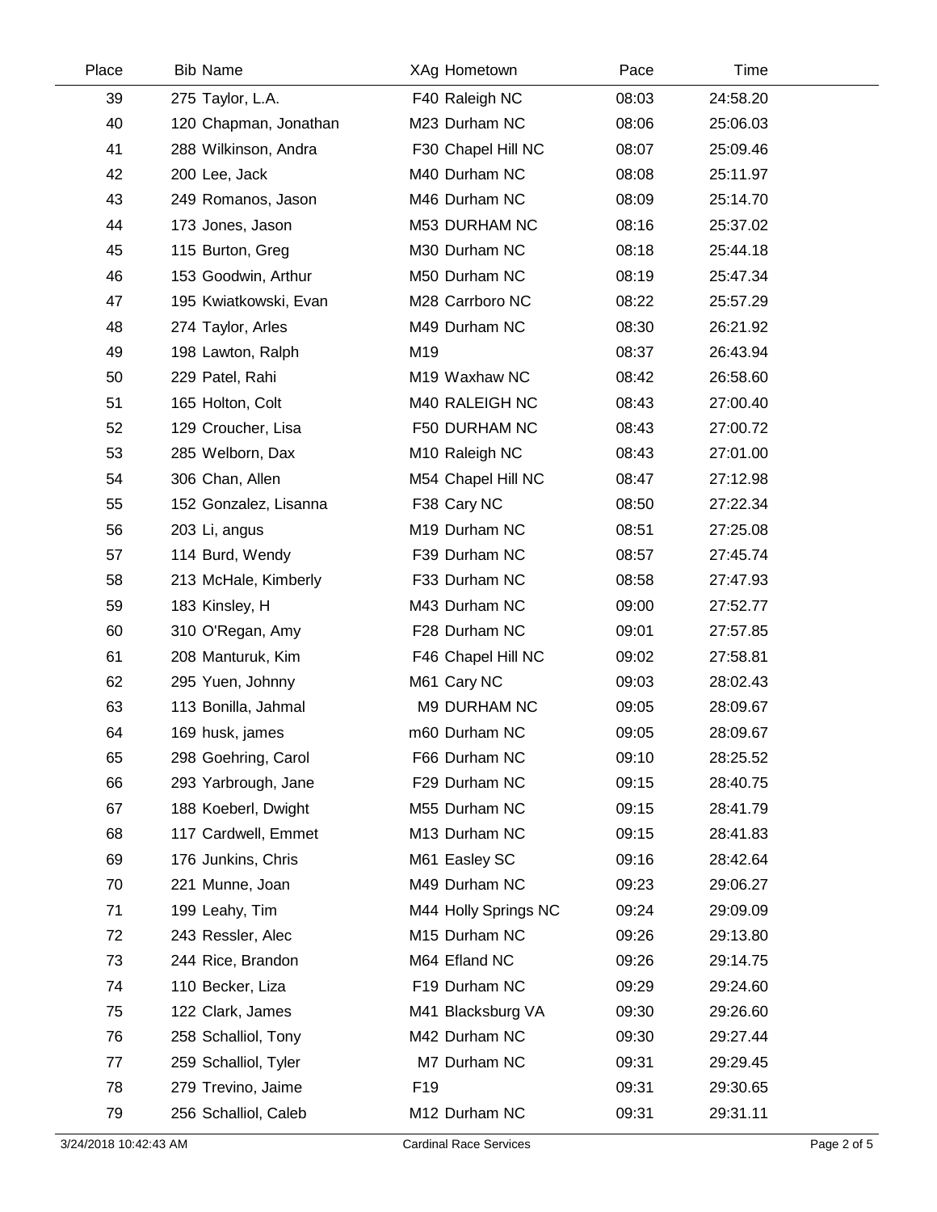| Place | Bib | Name | XAg | Hometown | Pace | Time |
|---|---|---|---|---|---|---|
| 39 | 275 | Taylor, L.A. | F40 | Raleigh NC | 08:03 | 24:58.20 |
| 40 | 120 | Chapman, Jonathan | M23 | Durham NC | 08:06 | 25:06.03 |
| 41 | 288 | Wilkinson, Andra | F30 | Chapel Hill NC | 08:07 | 25:09.46 |
| 42 | 200 | Lee, Jack | M40 | Durham NC | 08:08 | 25:11.97 |
| 43 | 249 | Romanos, Jason | M46 | Durham NC | 08:09 | 25:14.70 |
| 44 | 173 | Jones, Jason | M53 | DURHAM NC | 08:16 | 25:37.02 |
| 45 | 115 | Burton, Greg | M30 | Durham NC | 08:18 | 25:44.18 |
| 46 | 153 | Goodwin, Arthur | M50 | Durham NC | 08:19 | 25:47.34 |
| 47 | 195 | Kwiatkowski, Evan | M28 | Carrboro NC | 08:22 | 25:57.29 |
| 48 | 274 | Taylor, Arles | M49 | Durham NC | 08:30 | 26:21.92 |
| 49 | 198 | Lawton, Ralph | M19 | | 08:37 | 26:43.94 |
| 50 | 229 | Patel, Rahi | M19 | Waxhaw NC | 08:42 | 26:58.60 |
| 51 | 165 | Holton, Colt | M40 | RALEIGH NC | 08:43 | 27:00.40 |
| 52 | 129 | Croucher, Lisa | F50 | DURHAM NC | 08:43 | 27:00.72 |
| 53 | 285 | Welborn, Dax | M10 | Raleigh NC | 08:43 | 27:01.00 |
| 54 | 306 | Chan, Allen | M54 | Chapel Hill NC | 08:47 | 27:12.98 |
| 55 | 152 | Gonzalez, Lisanna | F38 | Cary NC | 08:50 | 27:22.34 |
| 56 | 203 | Li, angus | M19 | Durham NC | 08:51 | 27:25.08 |
| 57 | 114 | Burd, Wendy | F39 | Durham NC | 08:57 | 27:45.74 |
| 58 | 213 | McHale, Kimberly | F33 | Durham NC | 08:58 | 27:47.93 |
| 59 | 183 | Kinsley, H | M43 | Durham NC | 09:00 | 27:52.77 |
| 60 | 310 | O'Regan, Amy | F28 | Durham NC | 09:01 | 27:57.85 |
| 61 | 208 | Manturuk, Kim | F46 | Chapel Hill NC | 09:02 | 27:58.81 |
| 62 | 295 | Yuen, Johnny | M61 | Cary NC | 09:03 | 28:02.43 |
| 63 | 113 | Bonilla, Jahmal | M9 | DURHAM NC | 09:05 | 28:09.67 |
| 64 | 169 | husk, james | m60 | Durham NC | 09:05 | 28:09.67 |
| 65 | 298 | Goehring, Carol | F66 | Durham NC | 09:10 | 28:25.52 |
| 66 | 293 | Yarbrough, Jane | F29 | Durham NC | 09:15 | 28:40.75 |
| 67 | 188 | Koeberl, Dwight | M55 | Durham NC | 09:15 | 28:41.79 |
| 68 | 117 | Cardwell, Emmet | M13 | Durham NC | 09:15 | 28:41.83 |
| 69 | 176 | Junkins, Chris | M61 | Easley SC | 09:16 | 28:42.64 |
| 70 | 221 | Munne, Joan | M49 | Durham NC | 09:23 | 29:06.27 |
| 71 | 199 | Leahy, Tim | M44 | Holly Springs NC | 09:24 | 29:09.09 |
| 72 | 243 | Ressler, Alec | M15 | Durham NC | 09:26 | 29:13.80 |
| 73 | 244 | Rice, Brandon | M64 | Efland NC | 09:26 | 29:14.75 |
| 74 | 110 | Becker, Liza | F19 | Durham NC | 09:29 | 29:24.60 |
| 75 | 122 | Clark, James | M41 | Blacksburg VA | 09:30 | 29:26.60 |
| 76 | 258 | Schalliol, Tony | M42 | Durham NC | 09:30 | 29:27.44 |
| 77 | 259 | Schalliol, Tyler | M7 | Durham NC | 09:31 | 29:29.45 |
| 78 | 279 | Trevino, Jaime | F19 | | 09:31 | 29:30.65 |
| 79 | 256 | Schalliol, Caleb | M12 | Durham NC | 09:31 | 29:31.11 |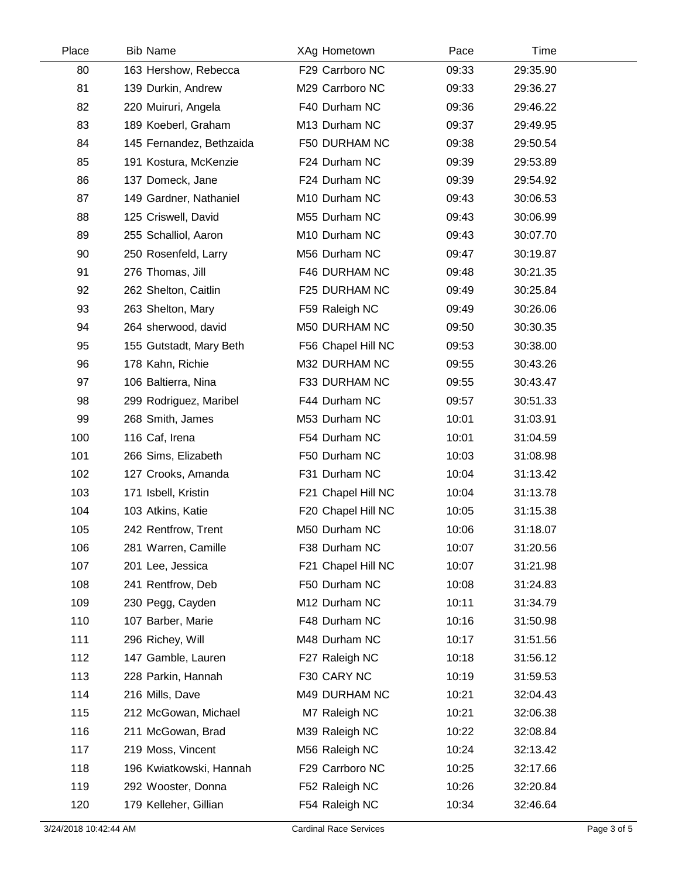| Place | Bib | Name | XAg | Hometown | Pace | Time |
|---|---|---|---|---|---|---|
| 80 | 163 | Hershow, Rebecca | F29 | Carrboro NC | 09:33 | 29:35.90 |
| 81 | 139 | Durkin, Andrew | M29 | Carrboro NC | 09:33 | 29:36.27 |
| 82 | 220 | Muiruri, Angela | F40 | Durham NC | 09:36 | 29:46.22 |
| 83 | 189 | Koeberl, Graham | M13 | Durham NC | 09:37 | 29:49.95 |
| 84 | 145 | Fernandez, Bethzaida | F50 | DURHAM NC | 09:38 | 29:50.54 |
| 85 | 191 | Kostura, McKenzie | F24 | Durham NC | 09:39 | 29:53.89 |
| 86 | 137 | Domeck, Jane | F24 | Durham NC | 09:39 | 29:54.92 |
| 87 | 149 | Gardner, Nathaniel | M10 | Durham NC | 09:43 | 30:06.53 |
| 88 | 125 | Criswell, David | M55 | Durham NC | 09:43 | 30:06.99 |
| 89 | 255 | Schalliol, Aaron | M10 | Durham NC | 09:43 | 30:07.70 |
| 90 | 250 | Rosenfeld, Larry | M56 | Durham NC | 09:47 | 30:19.87 |
| 91 | 276 | Thomas, Jill | F46 | DURHAM NC | 09:48 | 30:21.35 |
| 92 | 262 | Shelton, Caitlin | F25 | DURHAM NC | 09:49 | 30:25.84 |
| 93 | 263 | Shelton, Mary | F59 | Raleigh NC | 09:49 | 30:26.06 |
| 94 | 264 | sherwood, david | M50 | DURHAM NC | 09:50 | 30:30.35 |
| 95 | 155 | Gutstadt, Mary Beth | F56 | Chapel Hill NC | 09:53 | 30:38.00 |
| 96 | 178 | Kahn, Richie | M32 | DURHAM NC | 09:55 | 30:43.26 |
| 97 | 106 | Baltierra, Nina | F33 | DURHAM NC | 09:55 | 30:43.47 |
| 98 | 299 | Rodriguez, Maribel | F44 | Durham NC | 09:57 | 30:51.33 |
| 99 | 268 | Smith, James | M53 | Durham NC | 10:01 | 31:03.91 |
| 100 | 116 | Caf, Irena | F54 | Durham NC | 10:01 | 31:04.59 |
| 101 | 266 | Sims, Elizabeth | F50 | Durham NC | 10:03 | 31:08.98 |
| 102 | 127 | Crooks, Amanda | F31 | Durham NC | 10:04 | 31:13.42 |
| 103 | 171 | Isbell, Kristin | F21 | Chapel Hill NC | 10:04 | 31:13.78 |
| 104 | 103 | Atkins, Katie | F20 | Chapel Hill NC | 10:05 | 31:15.38 |
| 105 | 242 | Rentfrow, Trent | M50 | Durham NC | 10:06 | 31:18.07 |
| 106 | 281 | Warren, Camille | F38 | Durham NC | 10:07 | 31:20.56 |
| 107 | 201 | Lee, Jessica | F21 | Chapel Hill NC | 10:07 | 31:21.98 |
| 108 | 241 | Rentfrow, Deb | F50 | Durham NC | 10:08 | 31:24.83 |
| 109 | 230 | Pegg, Cayden | M12 | Durham NC | 10:11 | 31:34.79 |
| 110 | 107 | Barber, Marie | F48 | Durham NC | 10:16 | 31:50.98 |
| 111 | 296 | Richey, Will | M48 | Durham NC | 10:17 | 31:51.56 |
| 112 | 147 | Gamble, Lauren | F27 | Raleigh NC | 10:18 | 31:56.12 |
| 113 | 228 | Parkin, Hannah | F30 | CARY NC | 10:19 | 31:59.53 |
| 114 | 216 | Mills, Dave | M49 | DURHAM NC | 10:21 | 32:04.43 |
| 115 | 212 | McGowan, Michael | M7 | Raleigh NC | 10:21 | 32:06.38 |
| 116 | 211 | McGowan, Brad | M39 | Raleigh NC | 10:22 | 32:08.84 |
| 117 | 219 | Moss, Vincent | M56 | Raleigh NC | 10:24 | 32:13.42 |
| 118 | 196 | Kwiatkowski, Hannah | F29 | Carrboro NC | 10:25 | 32:17.66 |
| 119 | 292 | Wooster, Donna | F52 | Raleigh NC | 10:26 | 32:20.84 |
| 120 | 179 | Kelleher, Gillian | F54 | Raleigh NC | 10:34 | 32:46.64 |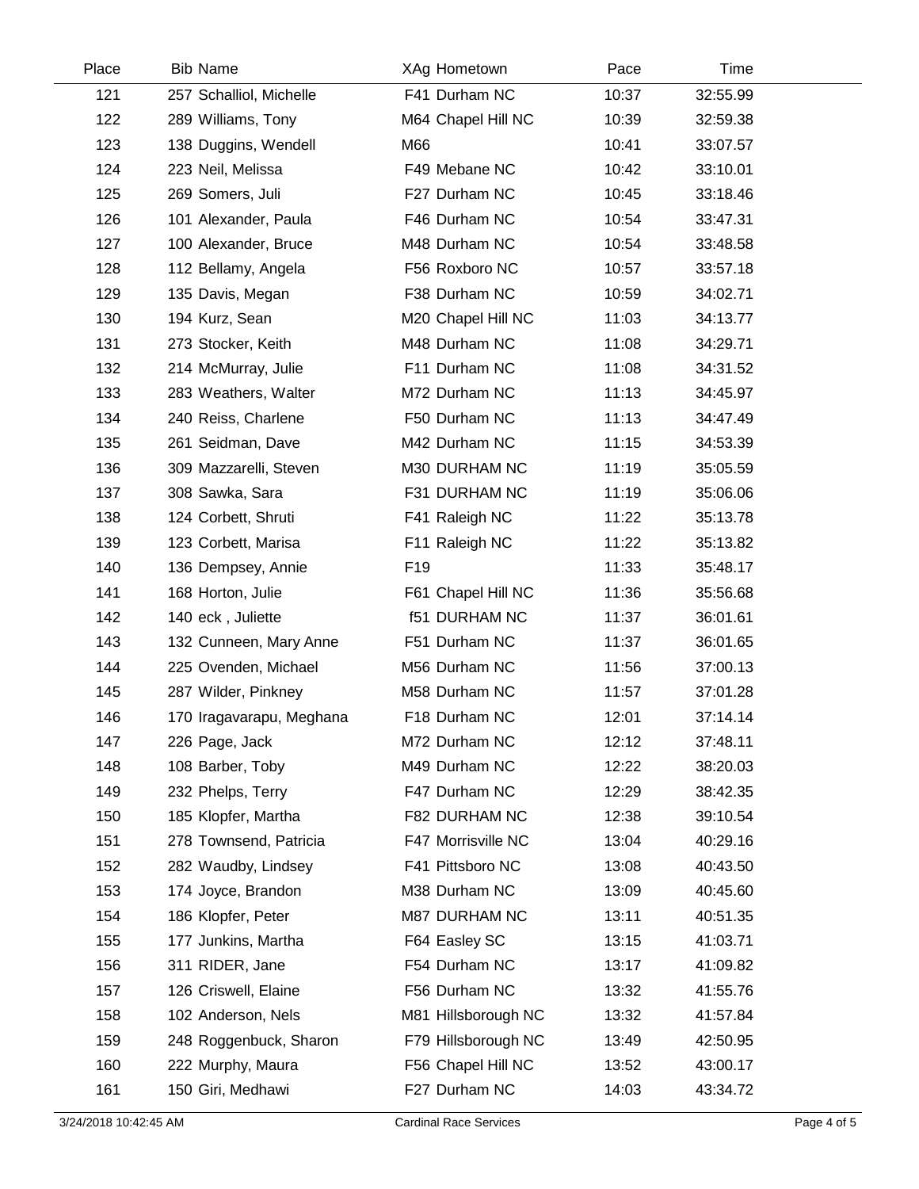| Place | Bib | Name | XAg | Hometown | Pace | Time |
|---|---|---|---|---|---|---|
| 121 | 257 | Schalliol, Michelle | F41 | Durham NC | 10:37 | 32:55.99 |
| 122 | 289 | Williams, Tony | M64 | Chapel Hill NC | 10:39 | 32:59.38 |
| 123 | 138 | Duggins, Wendell | M66 | | 10:41 | 33:07.57 |
| 124 | 223 | Neil, Melissa | F49 | Mebane NC | 10:42 | 33:10.01 |
| 125 | 269 | Somers, Juli | F27 | Durham NC | 10:45 | 33:18.46 |
| 126 | 101 | Alexander, Paula | F46 | Durham NC | 10:54 | 33:47.31 |
| 127 | 100 | Alexander, Bruce | M48 | Durham NC | 10:54 | 33:48.58 |
| 128 | 112 | Bellamy, Angela | F56 | Roxboro NC | 10:57 | 33:57.18 |
| 129 | 135 | Davis, Megan | F38 | Durham NC | 10:59 | 34:02.71 |
| 130 | 194 | Kurz, Sean | M20 | Chapel Hill NC | 11:03 | 34:13.77 |
| 131 | 273 | Stocker, Keith | M48 | Durham NC | 11:08 | 34:29.71 |
| 132 | 214 | McMurray, Julie | F11 | Durham NC | 11:08 | 34:31.52 |
| 133 | 283 | Weathers, Walter | M72 | Durham NC | 11:13 | 34:45.97 |
| 134 | 240 | Reiss, Charlene | F50 | Durham NC | 11:13 | 34:47.49 |
| 135 | 261 | Seidman, Dave | M42 | Durham NC | 11:15 | 34:53.39 |
| 136 | 309 | Mazzarelli, Steven | M30 | DURHAM NC | 11:19 | 35:05.59 |
| 137 | 308 | Sawka, Sara | F31 | DURHAM NC | 11:19 | 35:06.06 |
| 138 | 124 | Corbett, Shruti | F41 | Raleigh NC | 11:22 | 35:13.78 |
| 139 | 123 | Corbett, Marisa | F11 | Raleigh NC | 11:22 | 35:13.82 |
| 140 | 136 | Dempsey, Annie | F19 | | 11:33 | 35:48.17 |
| 141 | 168 | Horton, Julie | F61 | Chapel Hill NC | 11:36 | 35:56.68 |
| 142 | 140 | eck , Juliette | f51 | DURHAM NC | 11:37 | 36:01.61 |
| 143 | 132 | Cunneen, Mary Anne | F51 | Durham NC | 11:37 | 36:01.65 |
| 144 | 225 | Ovenden, Michael | M56 | Durham NC | 11:56 | 37:00.13 |
| 145 | 287 | Wilder, Pinkney | M58 | Durham NC | 11:57 | 37:01.28 |
| 146 | 170 | Iragavarapu, Meghana | F18 | Durham NC | 12:01 | 37:14.14 |
| 147 | 226 | Page, Jack | M72 | Durham NC | 12:12 | 37:48.11 |
| 148 | 108 | Barber, Toby | M49 | Durham NC | 12:22 | 38:20.03 |
| 149 | 232 | Phelps, Terry | F47 | Durham NC | 12:29 | 38:42.35 |
| 150 | 185 | Klopfer, Martha | F82 | DURHAM NC | 12:38 | 39:10.54 |
| 151 | 278 | Townsend, Patricia | F47 | Morrisville NC | 13:04 | 40:29.16 |
| 152 | 282 | Waudby, Lindsey | F41 | Pittsboro NC | 13:08 | 40:43.50 |
| 153 | 174 | Joyce, Brandon | M38 | Durham NC | 13:09 | 40:45.60 |
| 154 | 186 | Klopfer, Peter | M87 | DURHAM NC | 13:11 | 40:51.35 |
| 155 | 177 | Junkins, Martha | F64 | Easley SC | 13:15 | 41:03.71 |
| 156 | 311 | RIDER, Jane | F54 | Durham NC | 13:17 | 41:09.82 |
| 157 | 126 | Criswell, Elaine | F56 | Durham NC | 13:32 | 41:55.76 |
| 158 | 102 | Anderson, Nels | M81 | Hillsborough NC | 13:32 | 41:57.84 |
| 159 | 248 | Roggenbuck, Sharon | F79 | Hillsborough NC | 13:49 | 42:50.95 |
| 160 | 222 | Murphy, Maura | F56 | Chapel Hill NC | 13:52 | 43:00.17 |
| 161 | 150 | Giri, Medhawi | F27 | Durham NC | 14:03 | 43:34.72 |

3/24/2018 10:42:45 AM Cardinal Race Services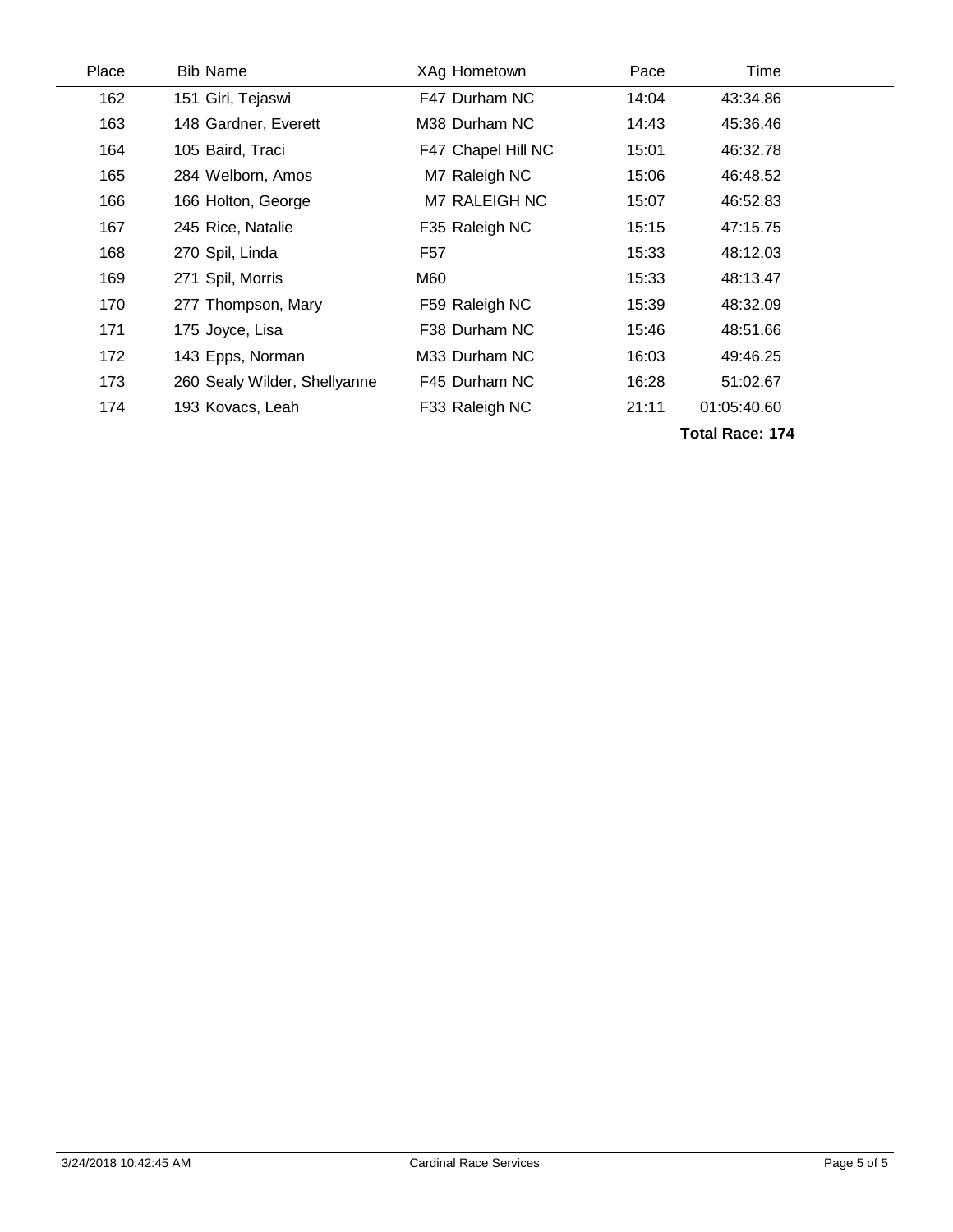| Place | Bib | Name | XAg | Hometown | Pace | Time |
|---|---|---|---|---|---|---|
| 162 | 151 | Giri, Tejaswi | F47 | Durham NC | 14:04 | 43:34.86 |
| 163 | 148 | Gardner, Everett | M38 | Durham NC | 14:43 | 45:36.46 |
| 164 | 105 | Baird, Traci | F47 | Chapel Hill NC | 15:01 | 46:32.78 |
| 165 | 284 | Welborn, Amos | M7 | Raleigh NC | 15:06 | 46:48.52 |
| 166 | 166 | Holton, George | M7 | RALEIGH NC | 15:07 | 46:52.83 |
| 167 | 245 | Rice, Natalie | F35 | Raleigh NC | 15:15 | 47:15.75 |
| 168 | 270 | Spil, Linda | F57 | | 15:33 | 48:12.03 |
| 169 | 271 | Spil, Morris | M60 | | 15:33 | 48:13.47 |
| 170 | 277 | Thompson, Mary | F59 | Raleigh NC | 15:39 | 48:32.09 |
| 171 | 175 | Joyce, Lisa | F38 | Durham NC | 15:46 | 48:51.66 |
| 172 | 143 | Epps, Norman | M33 | Durham NC | 16:03 | 49:46.25 |
| 173 | 260 | Sealy Wilder, Shellyanne | F45 | Durham NC | 16:28 | 51:02.67 |
| 174 | 193 | Kovacs, Leah | F33 | Raleigh NC | 21:11 | 01:05:40.60 |

**Total Race: 174**

3/24/2018 10:42:45 AM

Cardinal Race Services